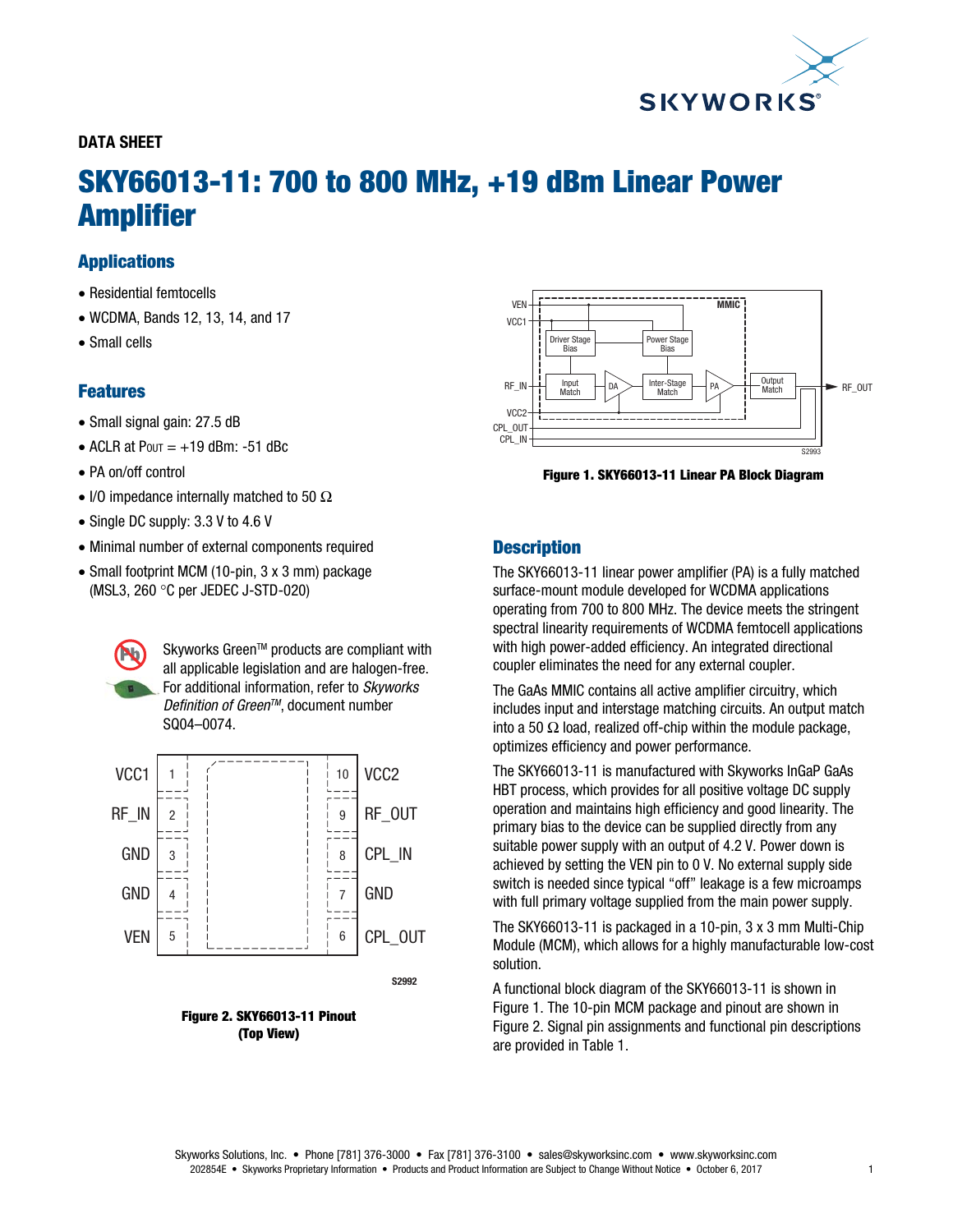DATA SHEET

# SKY66013-11: 700 to 800 MHz, +19 dBm Linear Power Amplifier

## Applications

- Residential femtocells
- WCDMA, Bands 12, 13, 14, and 17
- Small cells

## Features

- Small signal gain: 27.5 dB
- ACLR at $P_{OUT}$ = +19 dBm: -51 dBc
- PA on/off control
- I/O impedance internally matched to 50 Ω
- Single DC supply: 3.3 V to 4.6 V
- Minimal number of external components required
- Small footprint MCM (10-pin, 3 x 3 mm) package (MSL3, 260 °C per JEDEC J-STD-020)

Skyworks Green™ products are compliant with all applicable legislation and are halogen-free. For additional information, refer to *Skyworks Definition of Green™*, document number SQ04–0074.

**Figure 2. SKY66013-11 Pinout (Top View)**

**Figure 1. SKY66013-11 Linear PA Block Diagram**

## Description

The SKY66013-11 linear power amplifier (PA) is a fully matched surface-mount module developed for WCDMA applications operating from 700 to 800 MHz. The device meets the stringent spectral linearity requirements of WCDMA femtocell applications with high power-added efficiency. An integrated directional coupler eliminates the need for any external coupler.

The GaAs MMIC contains all active amplifier circuitry, which includes input and interstage matching circuits. An output match into a 50 Ω load, realized off-chip within the module package, optimizes efficiency and power performance.

The SKY66013-11 is manufactured with Skyworks InGaP GaAs HBT process, which provides for all positive voltage DC supply operation and maintains high efficiency and good linearity. The primary bias to the device can be supplied directly from any suitable power supply with an output of 4.2 V. Power down is achieved by setting the VEN pin to 0 V. No external supply side switch is needed since typical "off" leakage is a few microamps with full primary voltage supplied from the main power supply.

The SKY66013-11 is packaged in a 10-pin, 3 x 3 mm Multi-Chip Module (MCM), which allows for a highly manufacturable low-cost solution.

A functional block diagram of the SKY66013-11 is shown in Figure 1. The 10-pin MCM package and pinout are shown in Figure 2. Signal pin assignments and functional pin descriptions are provided in Table 1.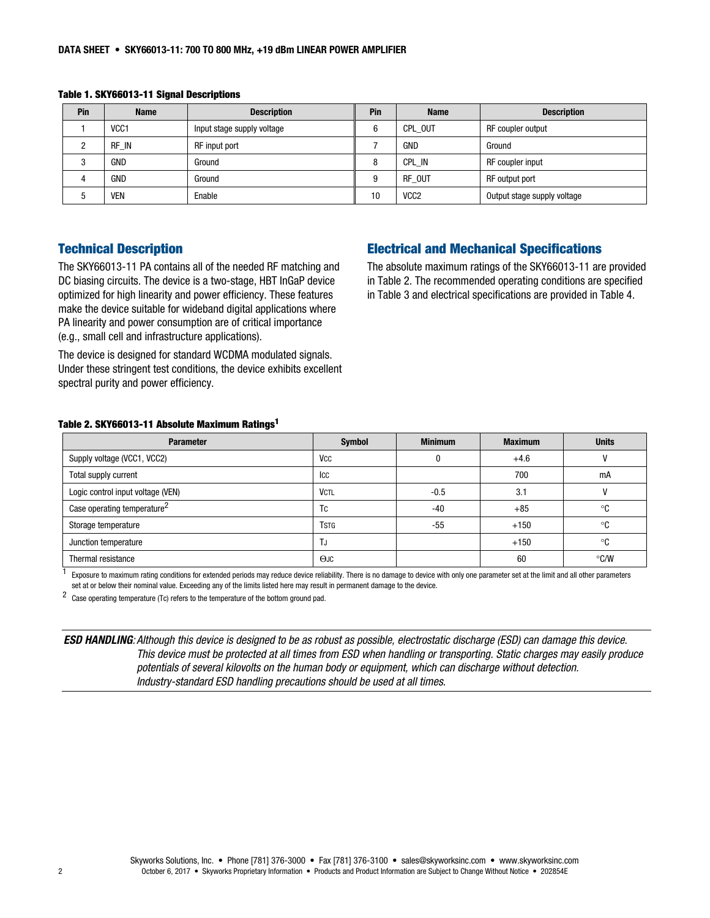**Table 1. SKY66013-11 Signal Descriptions**

| Pin | Name | Description | Pin | Name | Description |
|---|---|---|---|---|---|
| 1 | VCC1 | Input stage supply voltage | 6 | CPL_OUT | RF coupler output |
| 2 | RF_IN | RF input port | 7 | GND | Ground |
| 3 | GND | Ground | 8 | CPL_IN | RF coupler input |
| 4 | GND | Ground | 9 | RF_OUT | RF output port |
| 5 | VEN | Enable | 10 | VCC2 | Output stage supply voltage |

## Technical Description

The SKY66013-11 PA contains all of the needed RF matching and DC biasing circuits. The device is a two-stage, HBT InGaP device optimized for high linearity and power efficiency. These features make the device suitable for wideband digital applications where PA linearity and power consumption are of critical importance (e.g., small cell and infrastructure applications).

The device is designed for standard WCDMA modulated signals. Under these stringent test conditions, the device exhibits excellent spectral purity and power efficiency.

## Electrical and Mechanical Specifications

The absolute maximum ratings of the SKY66013-11 are provided in Table 2. The recommended operating conditions are specified in Table 3 and electrical specifications are provided in Table 4.

**Table 2. SKY66013-11 Absolute Maximum Ratings[1]**

| Parameter | Symbol | Minimum | Maximum | Units |
|---|---|---|---|---|
| Supply voltage (VCC1, VCC2) | $V_{CC}$ | 0 | +4.6 | V |
| Total supply current | $I_{CC}$ | | 700 | mA |
| Logic control input voltage (VEN) | $V_{CTL}$ | -0.5 | 3.1 | V |
| Case operating temperature[2] | $T_C$ | -40 | +85 | °C |
| Storage temperature | $T_{STG}$ | -55 | +150 | °C |
| Junction temperature | $T_J$ | | +150 | °C |
| Thermal resistance | $\Theta_{JC}$ | | 60 | °C/W |

[1] Exposure to maximum rating conditions for extended periods may reduce device reliability. There is no damage to device with only one parameter set at the limit and all other parameters set at or below their nominal value. Exceeding any of the limits listed here may result in permanent damage to the device.

[2] Case operating temperature (Tc) refers to the temperature of the bottom ground pad.

***ESD HANDLING****: Although this device is designed to be as robust as possible, electrostatic discharge (ESD) can damage this device. This device must be protected at all times from ESD when handling or transporting. Static charges may easily produce potentials of several kilovolts on the human body or equipment, which can discharge without detection. Industry-standard ESD handling precautions should be used at all times.*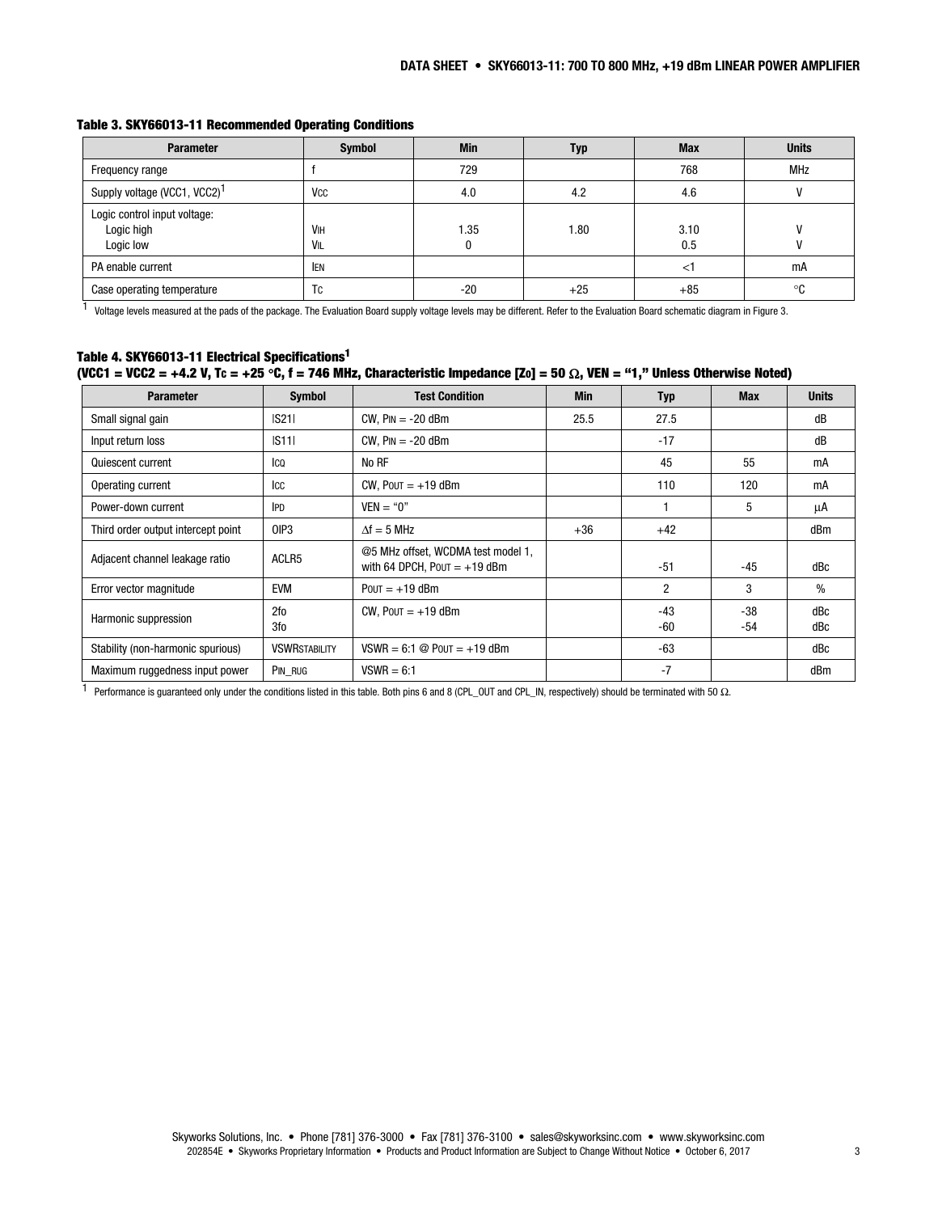**Table 3. SKY66013-11 Recommended Operating Conditions**

| Parameter | Symbol | Min | Typ | Max | Units |
|---|---|---|---|---|---|
| Frequency range | f | 729 | | 768 | MHz |
| Supply voltage (VCC1, VCC2)[1] | $V_{CC}$ | 4.0 | 4.2 | 4.6 | V |
| Logic control input voltage:<br>Logic high<br>Logic low | <br>$V_{IH}$<br>$V_{IL}$ | <br>1.35<br>0 | <br>1.80<br> | <br>3.10<br>0.5 | <br>V<br>V |
| PA enable current | $I_{EN}$ | | | <1 | mA |
| Case operating temperature | $T_C$ | -20 | +25 | +85 | °C |

[1] Voltage levels measured at the pads of the package. The Evaluation Board supply voltage levels may be different. Refer to the Evaluation Board schematic diagram in Figure 3.

**Table 4. SKY66013-11 Electrical Specifications[1]**
**(VCC1 = VCC2 = +4.2 V, $T_C$ = +25 °C, f = 746 MHz, Characteristic Impedance [$Z_0$] = 50 Ω, VEN = "1," Unless Otherwise Noted)**

| Parameter | Symbol | Test Condition | Min | Typ | Max | Units |
|---|---|---|---|---|---|---|
| Small signal gain | \|S21\| | CW, $P_{IN}$ = -20 dBm | 25.5 | 27.5 | | dB |
| Input return loss | \|S11\| | CW, $P_{IN}$ = -20 dBm | | -17 | | dB |
| Quiescent current | $I_{CQ}$ | No RF | | 45 | 55 | mA |
| Operating current | $I_{CC}$ | CW, $P_{OUT}$ = +19 dBm | | 110 | 120 | mA |
| Power-down current | $I_{PD}$ | VEN = "0" | | 1 | 5 | μA |
| Third order output intercept point | OIP3 | Δf = 5 MHz | +36 | +42 | | dBm |
| Adjacent channel leakage ratio | ACLR5 | @5 MHz offset, WCDMA test model 1, with 64 DPCH, $P_{OUT}$ = +19 dBm | | -51 | -45 | dBc |
| Error vector magnitude | EVM | $P_{OUT}$ = +19 dBm | | 2 | 3 | % |
| Harmonic suppression | 2fo<br>3fo | CW, $P_{OUT}$ = +19 dBm | | -43<br>-60 | -38<br>-54 | dBc<br>dBc |
| Stability (non-harmonic spurious) | $VSWR_{STABILITY}$ | VSWR = 6:1 @ $P_{OUT}$ = +19 dBm | | -63 | | dBc |
| Maximum ruggedness input power | $P_{IN\_RUG}$ | VSWR = 6:1 | | -7 | | dBm |

[1] Performance is guaranteed only under the conditions listed in this table. Both pins 6 and 8 (CPL_OUT and CPL_IN, respectively) should be terminated with 50 Ω.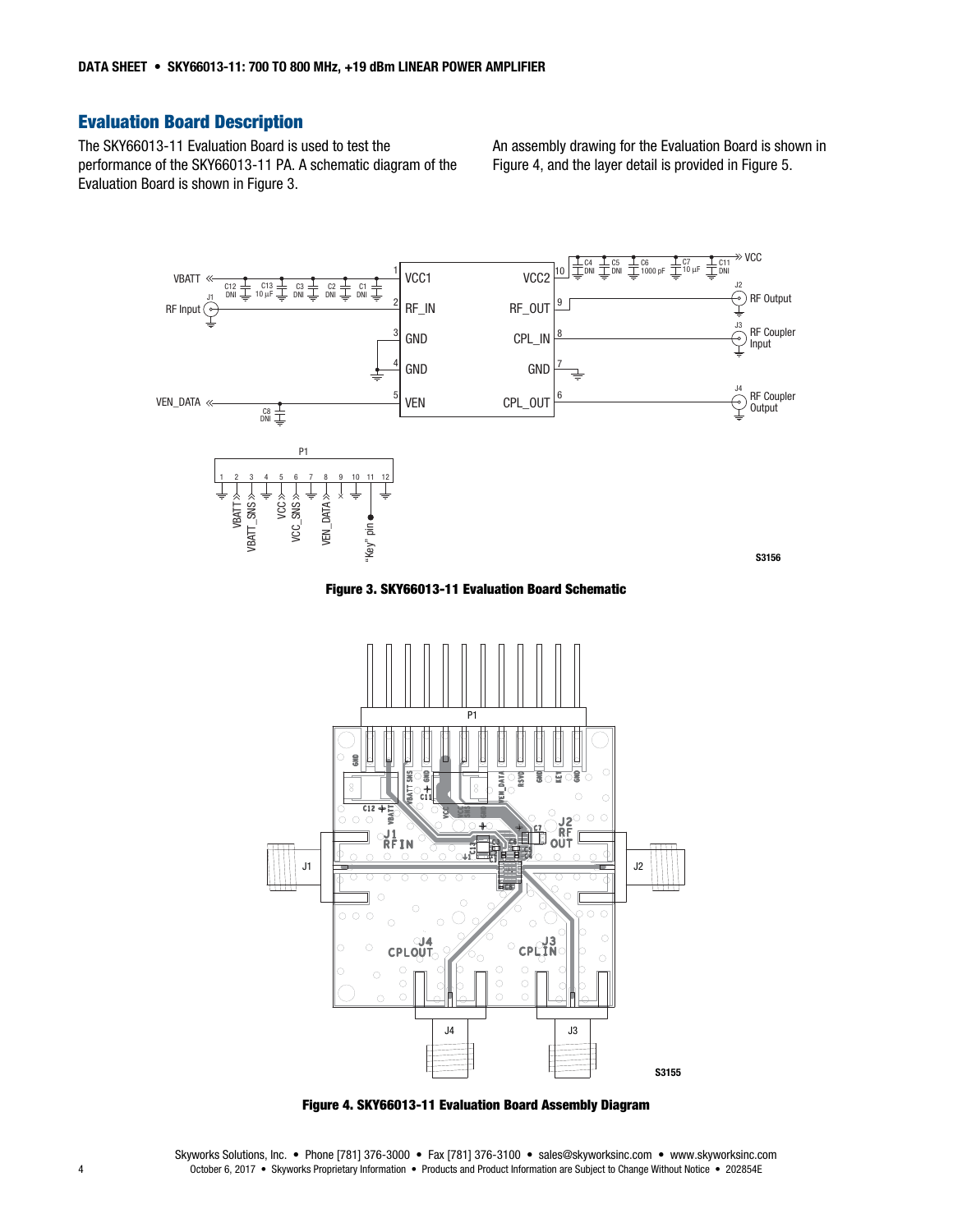## Evaluation Board Description

The SKY66013-11 Evaluation Board is used to test the performance of the SKY66013-11 PA. A schematic diagram of the Evaluation Board is shown in Figure 3.

An assembly drawing for the Evaluation Board is shown in Figure 4, and the layer detail is provided in Figure 5.

**Figure 3. SKY66013-11 Evaluation Board Schematic**

**Figure 4. SKY66013-11 Evaluation Board Assembly Diagram**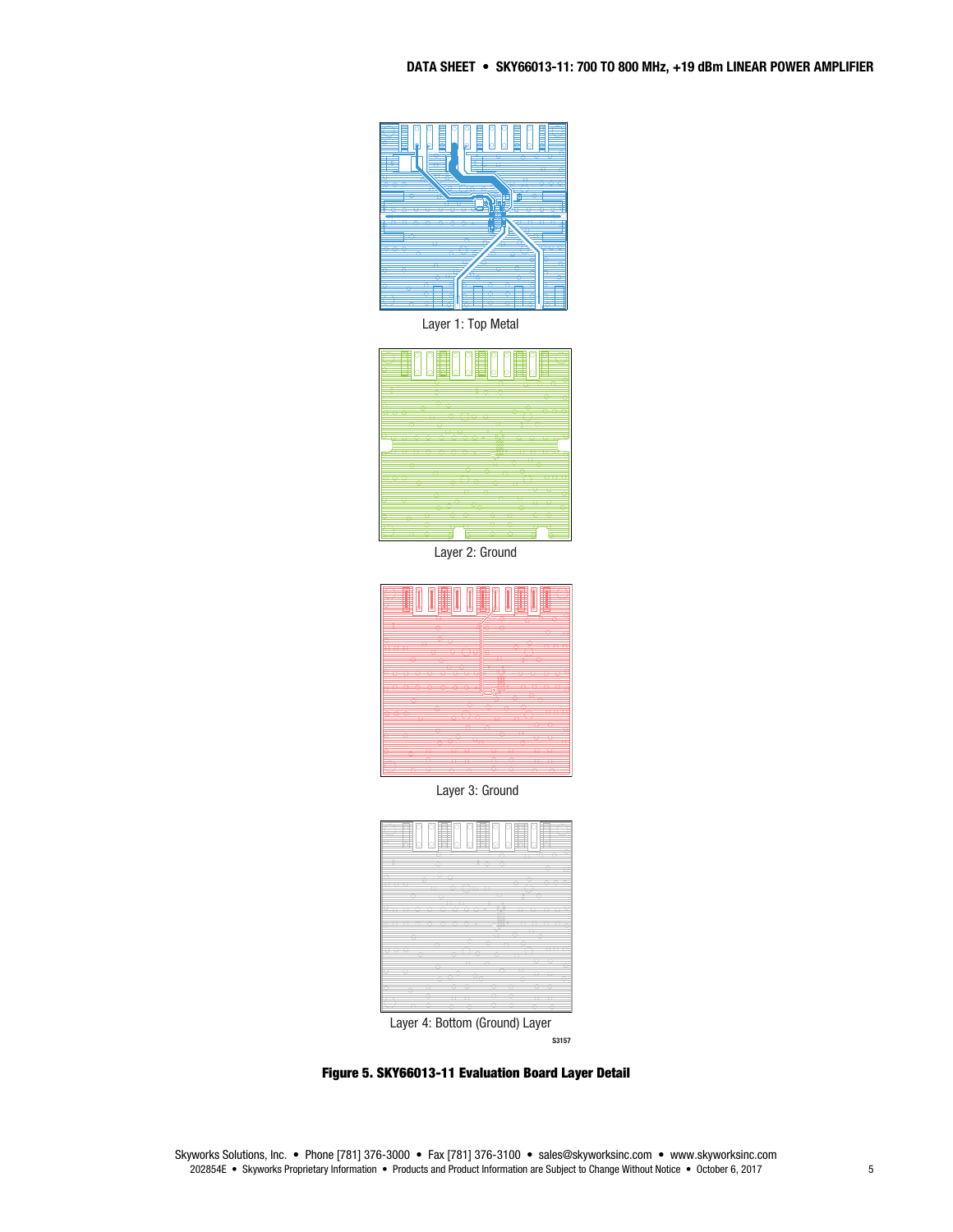Layer 1: Top Metal

Layer 2: Ground

Layer 3: Ground

Layer 4: Bottom (Ground) Layer

S3157

**Figure 5. SKY66013-11 Evaluation Board Layer Detail**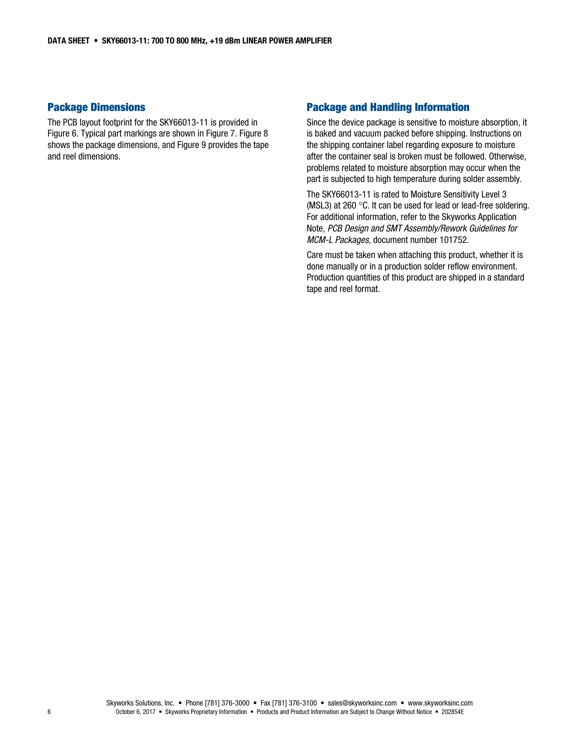## Package Dimensions

The PCB layout footprint for the SKY66013-11 is provided in Figure 6. Typical part markings are shown in Figure 7. Figure 8 shows the package dimensions, and Figure 9 provides the tape and reel dimensions.

## Package and Handling Information

Since the device package is sensitive to moisture absorption, it is baked and vacuum packed before shipping. Instructions on the shipping container label regarding exposure to moisture after the container seal is broken must be followed. Otherwise, problems related to moisture absorption may occur when the part is subjected to high temperature during solder assembly.

The SKY66013-11 is rated to Moisture Sensitivity Level 3 (MSL3) at 260 °C. It can be used for lead or lead-free soldering. For additional information, refer to the Skyworks Application Note, *PCB Design and SMT Assembly/Rework Guidelines for MCM-L Packages*, document number 101752.

Care must be taken when attaching this product, whether it is done manually or in a production solder reflow environment. Production quantities of this product are shipped in a standard tape and reel format.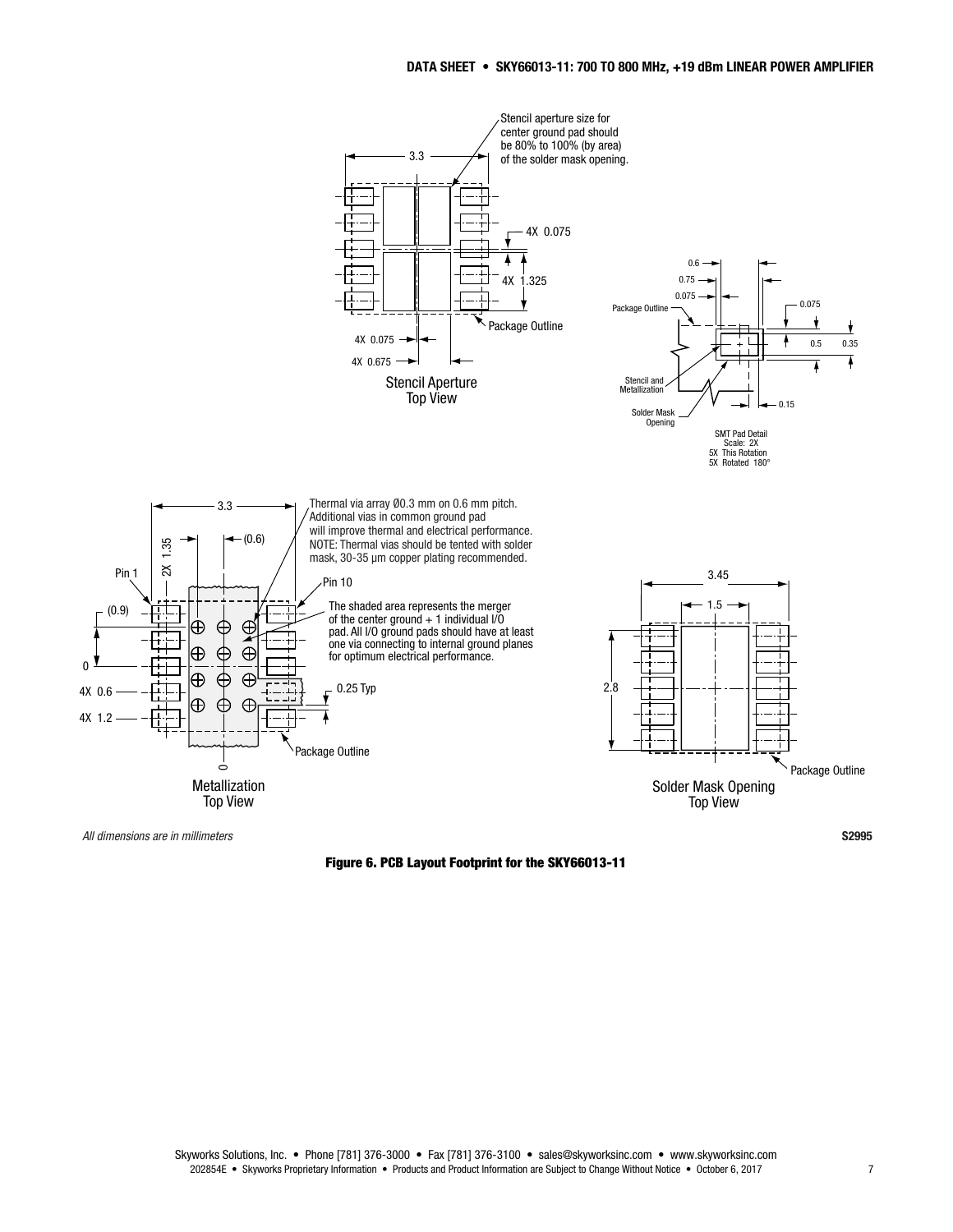*All dimensions are in millimeters*

S2995

**Figure 6. PCB Layout Footprint for the SKY66013-11**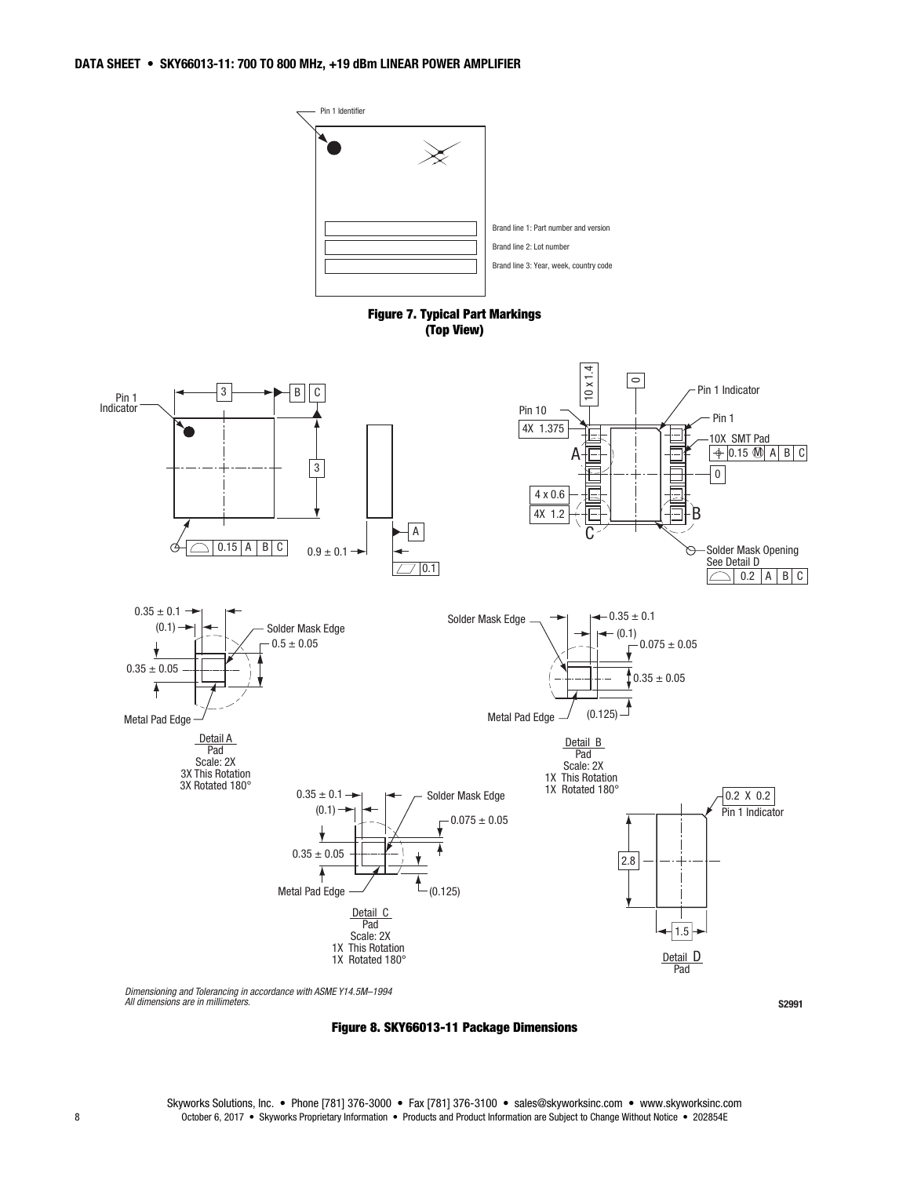Pin 1 Identifier

Brand line 1: Part number and version

Brand line 2: Lot number

Brand line 3: Year, week, country code

**Figure 7. Typical Part Markings (Top View)**

*Dimensioning and Tolerancing in accordance with ASME Y14.5M–1994*
*All dimensions are in millimeters.*

S2991

**Figure 8. SKY66013-11 Package Dimensions**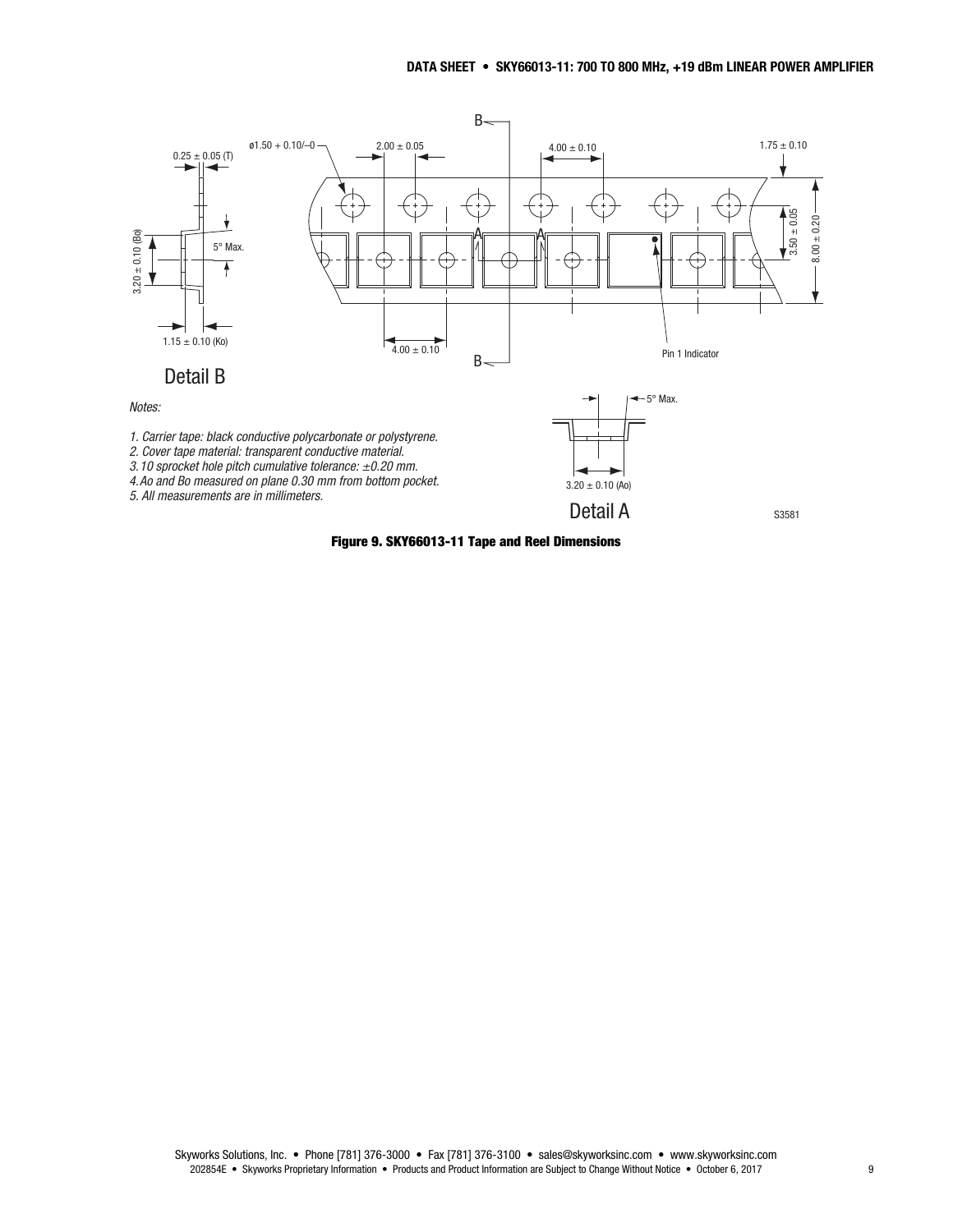*Notes:*

1. *Carrier tape: black conductive polycarbonate or polystyrene.*
2. *Cover tape material: transparent conductive material.*
3. *10 sprocket hole pitch cumulative tolerance: ±0.20 mm.*
4. *Ao and Bo measured on plane 0.30 mm from bottom pocket.*
5. *All measurements are in millimeters.*

**Figure 9. SKY66013-11 Tape and Reel Dimensions**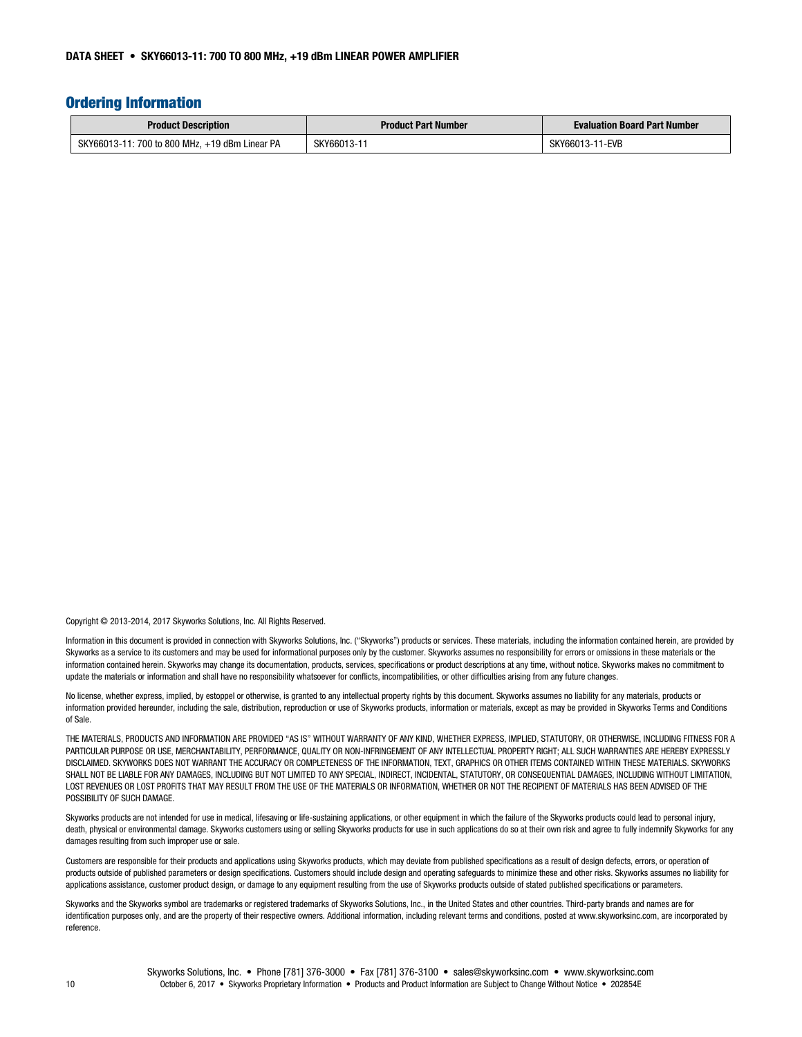## Ordering Information

| Product Description | Product Part Number | Evaluation Board Part Number |
|---|---|---|
| SKY66013-11: 700 to 800 MHz, +19 dBm Linear PA | SKY66013-11 | SKY66013-11-EVB |

Copyright © 2013-2014, 2017 Skyworks Solutions, Inc. All Rights Reserved.

Information in this document is provided in connection with Skyworks Solutions, Inc. ("Skyworks") products or services. These materials, including the information contained herein, are provided by Skyworks as a service to its customers and may be used for informational purposes only by the customer. Skyworks assumes no responsibility for errors or omissions in these materials or the information contained herein. Skyworks may change its documentation, products, services, specifications or product descriptions at any time, without notice. Skyworks makes no commitment to update the materials or information and shall have no responsibility whatsoever for conflicts, incompatibilities, or other difficulties arising from any future changes.

No license, whether express, implied, by estoppel or otherwise, is granted to any intellectual property rights by this document. Skyworks assumes no liability for any materials, products or information provided hereunder, including the sale, distribution, reproduction or use of Skyworks products, information or materials, except as may be provided in Skyworks Terms and Conditions of Sale.

THE MATERIALS, PRODUCTS AND INFORMATION ARE PROVIDED "AS IS" WITHOUT WARRANTY OF ANY KIND, WHETHER EXPRESS, IMPLIED, STATUTORY, OR OTHERWISE, INCLUDING FITNESS FOR A PARTICULAR PURPOSE OR USE, MERCHANTABILITY, PERFORMANCE, QUALITY OR NON-INFRINGEMENT OF ANY INTELLECTUAL PROPERTY RIGHT; ALL SUCH WARRANTIES ARE HEREBY EXPRESSLY DISCLAIMED. SKYWORKS DOES NOT WARRANT THE ACCURACY OR COMPLETENESS OF THE INFORMATION, TEXT, GRAPHICS OR OTHER ITEMS CONTAINED WITHIN THESE MATERIALS. SKYWORKS SHALL NOT BE LIABLE FOR ANY DAMAGES, INCLUDING BUT NOT LIMITED TO ANY SPECIAL, INDIRECT, INCIDENTAL, STATUTORY, OR CONSEQUENTIAL DAMAGES, INCLUDING WITHOUT LIMITATION, LOST REVENUES OR LOST PROFITS THAT MAY RESULT FROM THE USE OF THE MATERIALS OR INFORMATION, WHETHER OR NOT THE RECIPIENT OF MATERIALS HAS BEEN ADVISED OF THE POSSIBILITY OF SUCH DAMAGE.

Skyworks products are not intended for use in medical, lifesaving or life-sustaining applications, or other equipment in which the failure of the Skyworks products could lead to personal injury, death, physical or environmental damage. Skyworks customers using or selling Skyworks products for use in such applications do so at their own risk and agree to fully indemnify Skyworks for any damages resulting from such improper use or sale.

Customers are responsible for their products and applications using Skyworks products, which may deviate from published specifications as a result of design defects, errors, or operation of products outside of published parameters or design specifications. Customers should include design and operating safeguards to minimize these and other risks. Skyworks assumes no liability for applications assistance, customer product design, or damage to any equipment resulting from the use of Skyworks products outside of stated published specifications or parameters.

Skyworks and the Skyworks symbol are trademarks or registered trademarks of Skyworks Solutions, Inc., in the United States and other countries. Third-party brands and names are for identification purposes only, and are the property of their respective owners. Additional information, including relevant terms and conditions, posted at www.skyworksinc.com, are incorporated by reference.